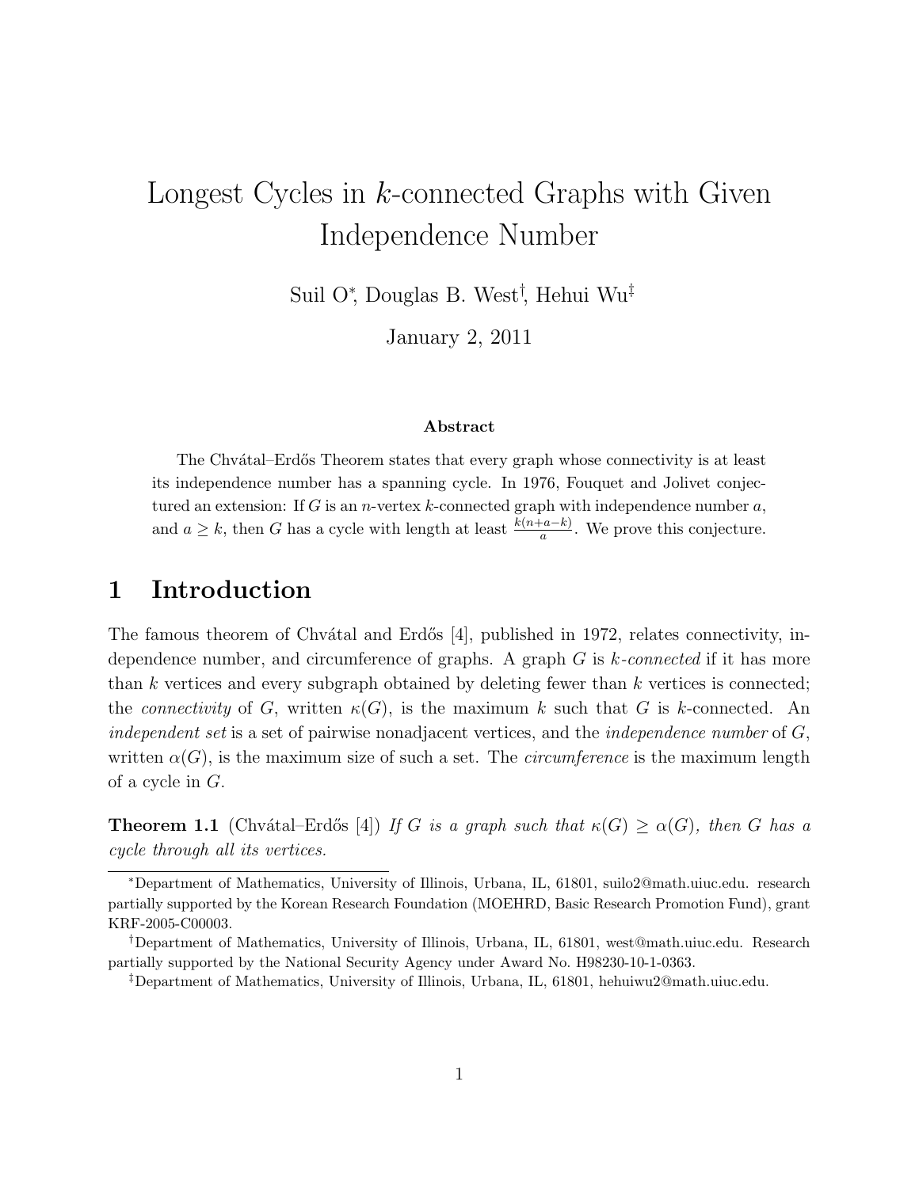# Longest Cycles in $k$-connected Graphs with Given Independence Number

Suil O[*], Douglas B. West[†], Hehui Wu[‡]

January 2, 2011

**Abstract**

The Chvátal–Erdős Theorem states that every graph whose connectivity is at least its independence number has a spanning cycle. In 1976, Fouquet and Jolivet conjectured an extension: If $G$ is an $n$-vertex $k$-connected graph with independence number $a$, and $a \geq k$, then $G$ has a cycle with length at least $\frac{k(n+a-k)}{a}$. We prove this conjecture.

## 1 Introduction

The famous theorem of Chvátal and Erdős [4], published in 1972, relates connectivity, independence number, and circumference of graphs. A graph $G$ is *$k$-connected* if it has more than $k$ vertices and every subgraph obtained by deleting fewer than $k$ vertices is connected; the *connectivity* of $G$, written $\kappa(G)$, is the maximum $k$ such that $G$ is $k$-connected. An *independent set* is a set of pairwise nonadjacent vertices, and the *independence number* of $G$, written $\alpha(G)$, is the maximum size of such a set. The *circumference* is the maximum length of a cycle in $G$.

**Theorem 1.1** (Chvátal–Erdős [4]) *If $G$ is a graph such that $\kappa(G) \geq \alpha(G)$, then $G$ has a cycle through all its vertices.*

---

[*]Department of Mathematics, University of Illinois, Urbana, IL, 61801, suilo2@math.uiuc.edu. research partially supported by the Korean Research Foundation (MOEHRD, Basic Research Promotion Fund), grant KRF-2005-C00003.

[†]Department of Mathematics, University of Illinois, Urbana, IL, 61801, west@math.uiuc.edu. Research partially supported by the National Security Agency under Award No. H98230-10-1-0363.

[‡]Department of Mathematics, University of Illinois, Urbana, IL, 61801, hehuiwu2@math.uiuc.edu.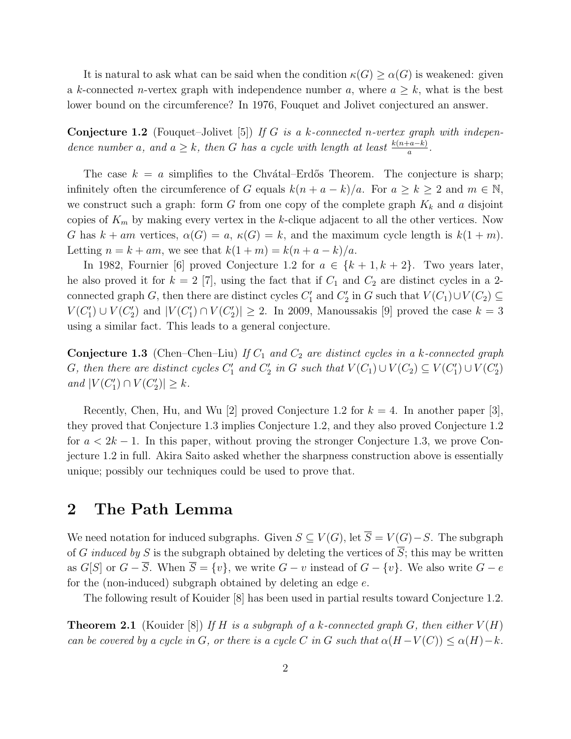It is natural to ask what can be said when the condition $\kappa(G) \geq \alpha(G)$ is weakened: given a $k$-connected $n$-vertex graph with independence number $a$, where $a \geq k$, what is the best lower bound on the circumference? In 1976, Fouquet and Jolivet conjectured an answer.

**Conjecture 1.2** (Fouquet–Jolivet [5]) *If $G$ is a $k$-connected $n$-vertex graph with independence number $a$, and $a \geq k$, then $G$ has a cycle with length at least $\frac{k(n+a-k)}{a}$.*

The case $k = a$ simplifies to the Chvátal–Erdős Theorem. The conjecture is sharp; infinitely often the circumference of $G$ equals $k(n + a - k)/a$. For $a \geq k \geq 2$ and $m \in \mathbb{N}$, we construct such a graph: form $G$ from one copy of the complete graph $K_k$ and $a$ disjoint copies of $K_m$ by making every vertex in the $k$-clique adjacent to all the other vertices. Now $G$ has $k + am$ vertices, $\alpha(G) = a$, $\kappa(G) = k$, and the maximum cycle length is $k(1 + m)$. Letting $n = k + am$, we see that $k(1 + m) = k(n + a - k)/a$.

In 1982, Fournier [6] proved Conjecture 1.2 for $a \in \{k + 1, k + 2\}$. Two years later, he also proved it for $k = 2$ [7], using the fact that if $C_1$ and $C_2$ are distinct cycles in a 2-connected graph $G$, then there are distinct cycles $C_1'$ and $C_2'$ in $G$ such that $V(C_1) \cup V(C_2) \subseteq V(C_1') \cup V(C_2')$ and $|V(C_1') \cap V(C_2')| \geq 2$. In 2009, Manoussakis [9] proved the case $k = 3$ using a similar fact. This leads to a general conjecture.

**Conjecture 1.3** (Chen–Chen–Liu) *If $C_1$ and $C_2$ are distinct cycles in a $k$-connected graph $G$, then there are distinct cycles $C_1'$ and $C_2'$ in $G$ such that $V(C_1) \cup V(C_2) \subseteq V(C_1') \cup V(C_2')$ and $|V(C_1') \cap V(C_2')| \geq k$.*

Recently, Chen, Hu, and Wu [2] proved Conjecture 1.2 for $k = 4$. In another paper [3], they proved that Conjecture 1.3 implies Conjecture 1.2, and they also proved Conjecture 1.2 for $a < 2k - 1$. In this paper, without proving the stronger Conjecture 1.3, we prove Conjecture 1.2 in full. Akira Saito asked whether the sharpness construction above is essentially unique; possibly our techniques could be used to prove that.

## 2 The Path Lemma

We need notation for induced subgraphs. Given $S \subseteq V(G)$, let $\overline{S} = V(G) - S$. The subgraph of $G$ *induced by $S$* is the subgraph obtained by deleting the vertices of $\overline{S}$; this may be written as $G[S]$ or $G - \overline{S}$. When $\overline{S} = \{v\}$, we write $G - v$ instead of $G - \{v\}$. We also write $G - e$ for the (non-induced) subgraph obtained by deleting an edge $e$.

The following result of Kouider [8] has been used in partial results toward Conjecture 1.2.

**Theorem 2.1** (Kouider [8]) *If $H$ is a subgraph of a $k$-connected graph $G$, then either $V(H)$ can be covered by a cycle in $G$, or there is a cycle $C$ in $G$ such that $\alpha(H - V(C)) \leq \alpha(H) - k$.*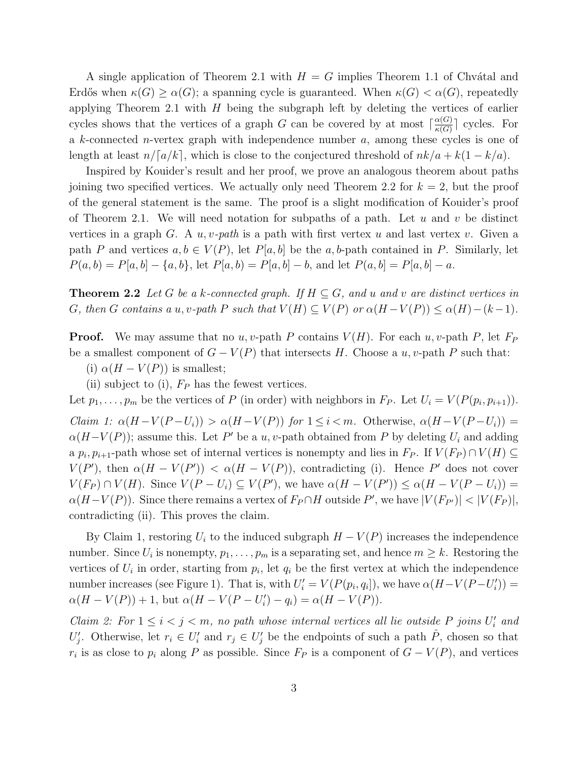A single application of Theorem 2.1 with $H = G$ implies Theorem 1.1 of Chvátal and Erdős when $\kappa(G) \geq \alpha(G)$; a spanning cycle is guaranteed. When $\kappa(G) < \alpha(G)$, repeatedly applying Theorem 2.1 with $H$ being the subgraph left by deleting the vertices of earlier cycles shows that the vertices of a graph $G$ can be covered by at most $\lceil \frac{\alpha(G)}{\kappa(G)} \rceil$ cycles. For a $k$-connected $n$-vertex graph with independence number $a$, among these cycles is one of length at least $n/\lceil a/k \rceil$, which is close to the conjectured threshold of $nk/a + k(1 - k/a)$.

Inspired by Kouider's result and her proof, we prove an analogous theorem about paths joining two specified vertices. We actually only need Theorem 2.2 for $k = 2$, but the proof of the general statement is the same. The proof is a slight modification of Kouider's proof of Theorem 2.1. We will need notation for subpaths of a path. Let $u$ and $v$ be distinct vertices in a graph $G$. A *$u, v$-path* is a path with first vertex $u$ and last vertex $v$. Given a path $P$ and vertices $a, b \in V(P)$, let $P[a, b]$ be the $a, b$-path contained in $P$. Similarly, let $P(a, b) = P[a, b] - \{a, b\}$, let $P[a, b) = P[a, b] - b$, and let $P(a, b] = P[a, b] - a$.

**Theorem 2.2** *Let $G$ be a $k$-connected graph. If $H \subseteq G$, and $u$ and $v$ are distinct vertices in $G$, then $G$ contains a $u, v$-path $P$ such that $V(H) \subseteq V(P)$ or $\alpha(H - V(P)) \leq \alpha(H) - (k-1)$.*

**Proof.** We may assume that no $u, v$-path $P$ contains $V(H)$. For each $u, v$-path $P$, let $F_P$ be a smallest component of $G - V(P)$ that intersects $H$. Choose a $u, v$-path $P$ such that:

(i) $\alpha(H - V(P))$ is smallest;

(ii) subject to (i), $F_P$ has the fewest vertices.

Let $p_1, \ldots, p_m$ be the vertices of $P$ (in order) with neighbors in $F_P$. Let $U_i = V(P(p_i, p_{i+1}))$.

*Claim 1: $\alpha(H - V(P - U_i)) > \alpha(H - V(P))$ for $1 \leq i < m$.* Otherwise, $\alpha(H - V(P - U_i)) = \alpha(H - V(P))$; assume this. Let $P'$ be a $u, v$-path obtained from $P$ by deleting $U_i$ and adding a $p_i, p_{i+1}$-path whose set of internal vertices is nonempty and lies in $F_P$. If $V(F_P) \cap V(H) \subseteq V(P')$, then $\alpha(H - V(P')) < \alpha(H - V(P))$, contradicting (i). Hence $P'$ does not cover $V(F_P) \cap V(H)$. Since $V(P - U_i) \subseteq V(P')$, we have $\alpha(H - V(P')) \leq \alpha(H - V(P - U_i)) = \alpha(H - V(P))$. Since there remains a vertex of $F_P \cap H$ outside $P'$, we have $|V(F_{P'})| < |V(F_P)|$, contradicting (ii). This proves the claim.

By Claim 1, restoring $U_i$ to the induced subgraph $H - V(P)$ increases the independence number. Since $U_i$ is nonempty, $p_1, \ldots, p_m$ is a separating set, and hence $m \geq k$. Restoring the vertices of $U_i$ in order, starting from $p_i$, let $q_i$ be the first vertex at which the independence number increases (see Figure 1). That is, with $U'_i = V(P(p_i, q_i])$, we have $\alpha(H - V(P - U'_i)) = \alpha(H - V(P)) + 1$, but $\alpha(H - V(P - U'_i) - q_i) = \alpha(H - V(P))$.

*Claim 2: For $1 \leq i < j < m$, no path whose internal vertices all lie outside $P$ joins $U'_i$ and $U'_j$.* Otherwise, let $r_i \in U'_i$ and $r_j \in U'_j$ be the endpoints of such a path $\hat{P}$, chosen so that $r_i$ is as close to $p_i$ along $P$ as possible. Since $F_P$ is a component of $G - V(P)$, and vertices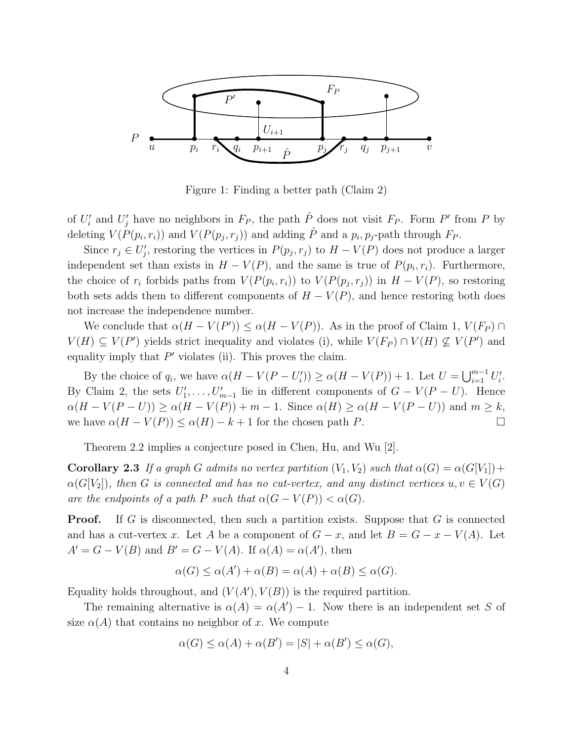Figure 1: Finding a better path (Claim 2)

of $U'_i$ and $U'_j$ have no neighbors in $F_P$, the path $\hat{P}$ does not visit $F_P$. Form $P'$ from $P$ by deleting $V(P(p_i, r_i))$ and $V(P(p_j, r_j))$ and adding $\hat{P}$ and a $p_i, p_j$-path through $F_P$.

Since $r_j \in U'_j$, restoring the vertices in $P(p_j, r_j)$ to $H - V(P)$ does not produce a larger independent set than exists in $H - V(P)$, and the same is true of $P(p_i, r_i)$. Furthermore, the choice of $r_i$ forbids paths from $V(P(p_i, r_i))$ to $V(P(p_j, r_j))$ in $H - V(P)$, so restoring both sets adds them to different components of $H - V(P)$, and hence restoring both does not increase the independence number.

We conclude that $\alpha(H - V(P')) \le \alpha(H - V(P))$. As in the proof of Claim 1, $V(F_P) \cap V(H) \subseteq V(P')$ yields strict inequality and violates (i), while $V(F_P) \cap V(H) \not\subseteq V(P')$ and equality imply that $P'$ violates (ii). This proves the claim.

By the choice of $q_i$, we have $\alpha(H - V(P - U'_i)) \ge \alpha(H - V(P)) + 1$. Let $U = \bigcup_{i=1}^{m-1} U'_i$. By Claim 2, the sets $U'_1, \ldots, U'_{m-1}$ lie in different components of $G - V(P - U)$. Hence $\alpha(H - V(P - U)) \ge \alpha(H - V(P)) + m - 1$. Since $\alpha(H) \ge \alpha(H - V(P - U))$ and $m \ge k$, we have $\alpha(H - V(P)) \le \alpha(H) - k + 1$ for the chosen path $P$. □

Theorem 2.2 implies a conjecture posed in Chen, Hu, and Wu [2].

**Corollary 2.3** *If a graph $G$ admits no vertex partition $(V_1, V_2)$ such that $\alpha(G) = \alpha(G[V_1]) + \alpha(G[V_2])$, then $G$ is connected and has no cut-vertex, and any distinct vertices $u, v \in V(G)$ are the endpoints of a path $P$ such that $\alpha(G - V(P)) < \alpha(G)$.*

**Proof.** If $G$ is disconnected, then such a partition exists. Suppose that $G$ is connected and has a cut-vertex $x$. Let $A$ be a component of $G - x$, and let $B = G - x - V(A)$. Let $A' = G - V(B)$ and $B' = G - V(A)$. If $\alpha(A) = \alpha(A')$, then

$$\alpha(G) \le \alpha(A') + \alpha(B) = \alpha(A) + \alpha(B) \le \alpha(G).$$

Equality holds throughout, and $(V(A'), V(B))$ is the required partition.

The remaining alternative is $\alpha(A) = \alpha(A') - 1$. Now there is an independent set $S$ of size $\alpha(A)$ that contains no neighbor of $x$. We compute

$$\alpha(G) \le \alpha(A) + \alpha(B') = |S| + \alpha(B') \le \alpha(G),$$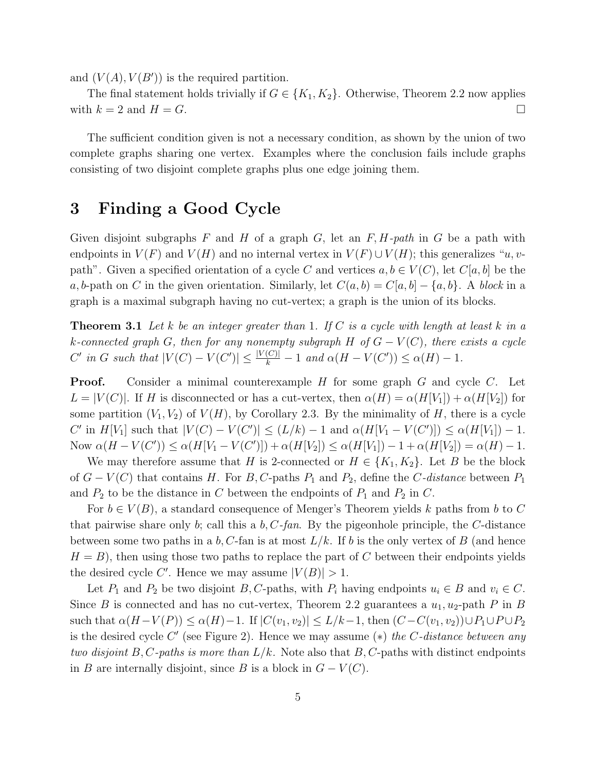and $(V(A), V(B'))$ is the required partition.

The final statement holds trivially if $G \in \{K_1, K_2\}$. Otherwise, Theorem 2.2 now applies with $k = 2$ and $H = G$. □

The sufficient condition given is not a necessary condition, as shown by the union of two complete graphs sharing one vertex. Examples where the conclusion fails include graphs consisting of two disjoint complete graphs plus one edge joining them.

## 3 Finding a Good Cycle

Given disjoint subgraphs $F$ and $H$ of a graph $G$, let an *$F, H$-path* in $G$ be a path with endpoints in $V(F)$ and $V(H)$ and no internal vertex in $V(F) \cup V(H)$; this generalizes "$u, v$-path". Given a specified orientation of a cycle $C$ and vertices $a, b \in V(C)$, let $C[a, b]$ be the $a, b$-path on $C$ in the given orientation. Similarly, let $C(a, b) = C[a, b] - \{a, b\}$. A *block* in a graph is a maximal subgraph having no cut-vertex; a graph is the union of its blocks.

**Theorem 3.1** *Let $k$ be an integer greater than 1. If $C$ is a cycle with length at least $k$ in a $k$-connected graph $G$, then for any nonempty subgraph $H$ of $G - V(C)$, there exists a cycle $C'$ in $G$ such that $|V(C) - V(C')| \le \frac{|V(C)|}{k} - 1$ and $\alpha(H - V(C')) \le \alpha(H) - 1$.*

**Proof.** Consider a minimal counterexample $H$ for some graph $G$ and cycle $C$. Let $L = |V(C)|$. If $H$ is disconnected or has a cut-vertex, then $\alpha(H) = \alpha(H[V_1]) + \alpha(H[V_2])$ for some partition $(V_1, V_2)$ of $V(H)$, by Corollary 2.3. By the minimality of $H$, there is a cycle $C'$ in $H[V_1]$ such that $|V(C) - V(C')| \le (L/k) - 1$ and $\alpha(H[V_1 - V(C')]) \le \alpha(H[V_1]) - 1$. Now $\alpha(H - V(C')) \le \alpha(H[V_1 - V(C')]) + \alpha(H[V_2]) \le \alpha(H[V_1]) - 1 + \alpha(H[V_2]) = \alpha(H) - 1$.

We may therefore assume that $H$ is 2-connected or $H \in \{K_1, K_2\}$. Let $B$ be the block of $G - V(C)$ that contains $H$. For $B, C$-paths $P_1$ and $P_2$, define the *$C$-distance* between $P_1$ and $P_2$ to be the distance in $C$ between the endpoints of $P_1$ and $P_2$ in $C$.

For $b \in V(B)$, a standard consequence of Menger's Theorem yields $k$ paths from $b$ to $C$ that pairwise share only $b$; call this a *$b, C$-fan*. By the pigeonhole principle, the $C$-distance between some two paths in a $b, C$-fan is at most $L/k$. If $b$ is the only vertex of $B$ (and hence $H = B$), then using those two paths to replace the part of $C$ between their endpoints yields the desired cycle $C'$. Hence we may assume $|V(B)| > 1$.

Let $P_1$ and $P_2$ be two disjoint $B, C$-paths, with $P_i$ having endpoints $u_i \in B$ and $v_i \in C$. Since $B$ is connected and has no cut-vertex, Theorem 2.2 guarantees a $u_1, u_2$-path $P$ in $B$ such that $\alpha(H - V(P)) \le \alpha(H) - 1$. If $|C(v_1, v_2)| \le L/k - 1$, then $(C - C(v_1, v_2)) \cup P_1 \cup P \cup P_2$ is the desired cycle $C'$ (see Figure 2). Hence we may assume $(*)$ *the $C$-distance between any two disjoint $B, C$-paths is more than $L/k$.* Note also that $B, C$-paths with distinct endpoints in $B$ are internally disjoint, since $B$ is a block in $G - V(C)$.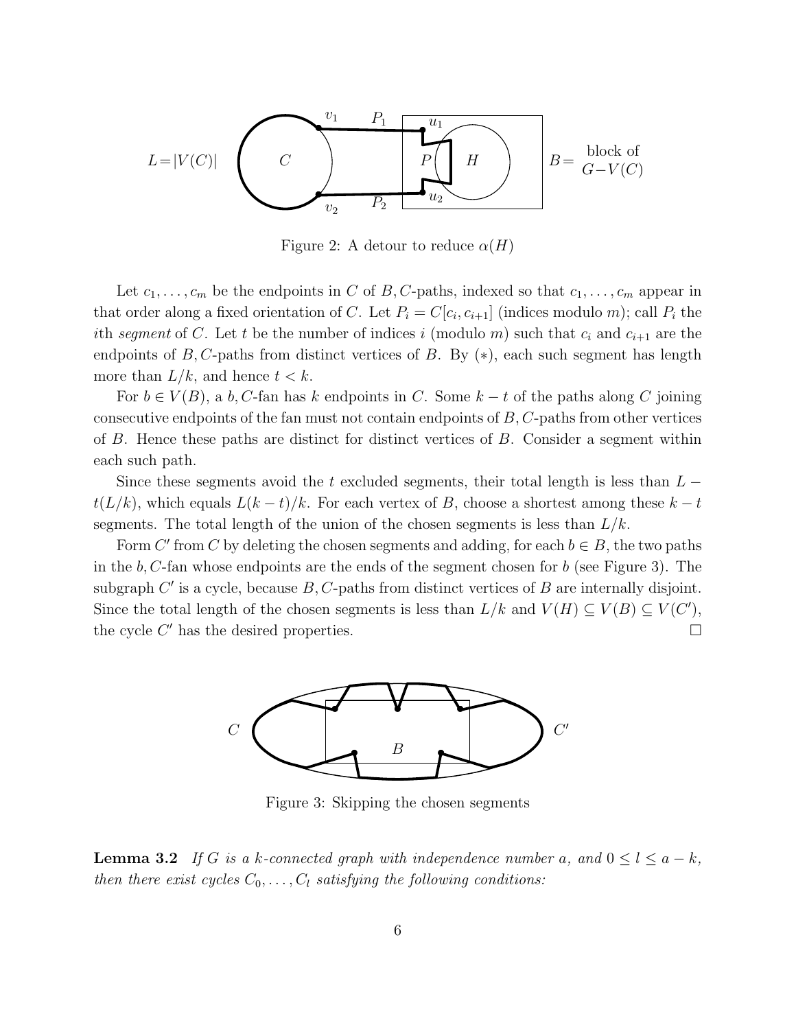Figure 2: A detour to reduce $\alpha(H)$

Let $c_1, \ldots, c_m$ be the endpoints in $C$ of $B, C$-paths, indexed so that $c_1, \ldots, c_m$ appear in that order along a fixed orientation of $C$. Let $P_i = C[c_i, c_{i+1}]$ (indices modulo $m$); call $P_i$ the $i$th *segment* of $C$. Let $t$ be the number of indices $i$ (modulo $m$) such that $c_i$ and $c_{i+1}$ are the endpoints of $B, C$-paths from distinct vertices of $B$. By $(*)$, each such segment has length more than $L/k$, and hence $t < k$.

For $b \in V(B)$, a $b, C$-fan has $k$ endpoints in $C$. Some $k - t$ of the paths along $C$ joining consecutive endpoints of the fan must not contain endpoints of $B, C$-paths from other vertices of $B$. Hence these paths are distinct for distinct vertices of $B$. Consider a segment within each such path.

Since these segments avoid the $t$ excluded segments, their total length is less than $L - t(L/k)$, which equals $L(k-t)/k$. For each vertex of $B$, choose a shortest among these $k - t$ segments. The total length of the union of the chosen segments is less than $L/k$.

Form $C'$ from $C$ by deleting the chosen segments and adding, for each $b \in B$, the two paths in the $b, C$-fan whose endpoints are the ends of the segment chosen for $b$ (see Figure 3). The subgraph $C'$ is a cycle, because $B, C$-paths from distinct vertices of $B$ are internally disjoint. Since the total length of the chosen segments is less than $L/k$ and $V(H) \subseteq V(B) \subseteq V(C')$, the cycle $C'$ has the desired properties. □

Figure 3: Skipping the chosen segments

**Lemma 3.2** *If $G$ is a $k$-connected graph with independence number $a$, and $0 \le l \le a - k$, then there exist cycles $C_0, \ldots, C_l$ satisfying the following conditions:*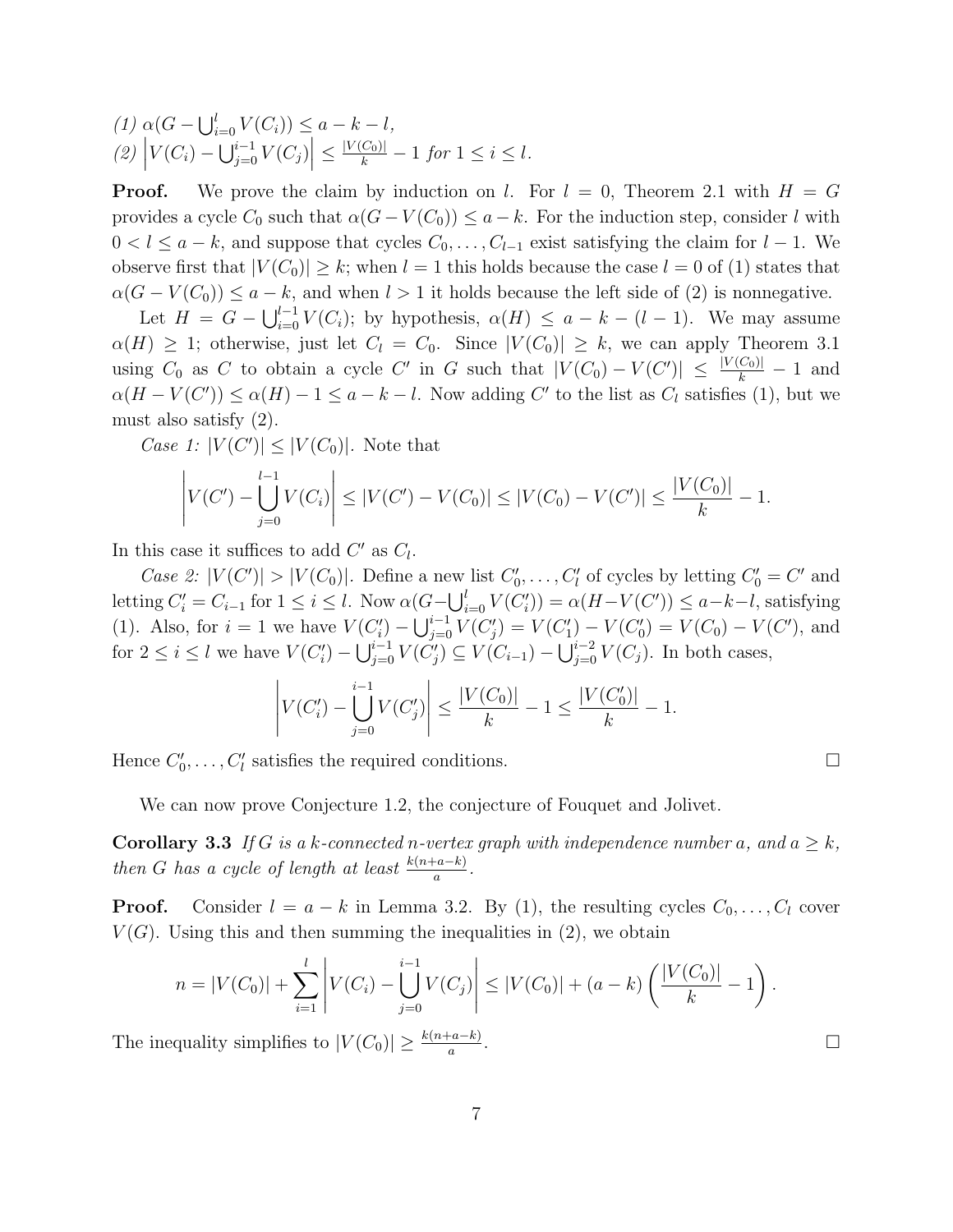*(1)* $\alpha(G - \bigcup_{i=0}^{l} V(C_i)) \le a - k - l$,
*(2)* $\left| V(C_i) - \bigcup_{j=0}^{i-1} V(C_j) \right| \le \frac{|V(C_0)|}{k} - 1$ *for* $1 \le i \le l$.

**Proof.** We prove the claim by induction on $l$. For $l = 0$, Theorem 2.1 with $H = G$ provides a cycle $C_0$ such that $\alpha(G - V(C_0)) \le a - k$. For the induction step, consider $l$ with $0 < l \le a - k$, and suppose that cycles $C_0, \ldots, C_{l-1}$ exist satisfying the claim for $l - 1$. We observe first that $|V(C_0)| \ge k$; when $l = 1$ this holds because the case $l = 0$ of (1) states that $\alpha(G - V(C_0)) \le a - k$, and when $l > 1$ it holds because the left side of (2) is nonnegative.

Let $H = G - \bigcup_{i=0}^{l-1} V(C_i)$; by hypothesis, $\alpha(H) \le a - k - (l - 1)$. We may assume $\alpha(H) \ge 1$; otherwise, just let $C_l = C_0$. Since $|V(C_0)| \ge k$, we can apply Theorem 3.1 using $C_0$ as $C$ to obtain a cycle $C'$ in $G$ such that $|V(C_0) - V(C')| \le \frac{|V(C_0)|}{k} - 1$ and $\alpha(H - V(C')) \le \alpha(H) - 1 \le a - k - l$. Now adding $C'$ to the list as $C_l$ satisfies (1), but we must also satisfy (2).

*Case 1:* $|V(C')| \le |V(C_0)|$. Note that

$$\left| V(C') - \bigcup_{j=0}^{l-1} V(C_i) \right| \le |V(C') - V(C_0)| \le |V(C_0) - V(C')| \le \frac{|V(C_0)|}{k} - 1.$$

In this case it suffices to add $C'$ as $C_l$.

*Case 2:* $|V(C')| > |V(C_0)|$. Define a new list $C'_0, \ldots, C'_l$ of cycles by letting $C'_0 = C'$ and letting $C'_i = C_{i-1}$ for $1 \le i \le l$. Now $\alpha(G - \bigcup_{i=0}^{l} V(C'_i)) = \alpha(H - V(C')) \le a - k - l$, satisfying (1). Also, for $i = 1$ we have $V(C'_i) - \bigcup_{j=0}^{i-1} V(C'_j) = V(C'_1) - V(C'_0) = V(C_0) - V(C')$, and for $2 \le i \le l$ we have $V(C'_i) - \bigcup_{j=0}^{i-1} V(C'_j) \subseteq V(C_{i-1}) - \bigcup_{j=0}^{i-2} V(C_j)$. In both cases,

$$\left| V(C'_i) - \bigcup_{j=0}^{i-1} V(C'_j) \right| \le \frac{|V(C_0)|}{k} - 1 \le \frac{|V(C'_0)|}{k} - 1.$$

Hence $C'_0, \ldots, C'_l$ satisfies the required conditions. □

We can now prove Conjecture 1.2, the conjecture of Fouquet and Jolivet.

**Corollary 3.3** *If $G$ is a $k$-connected $n$-vertex graph with independence number $a$, and $a \ge k$, then $G$ has a cycle of length at least $\frac{k(n+a-k)}{a}$.*

**Proof.** Consider $l = a - k$ in Lemma 3.2. By (1), the resulting cycles $C_0, \ldots, C_l$ cover $V(G)$. Using this and then summing the inequalities in (2), we obtain

$$n = |V(C_0)| + \sum_{i=1}^{l} \left| V(C_i) - \bigcup_{j=0}^{i-1} V(C_j) \right| \le |V(C_0)| + (a - k) \left( \frac{|V(C_0)|}{k} - 1 \right).$$

The inequality simplifies to $|V(C_0)| \ge \frac{k(n+a-k)}{a}$. □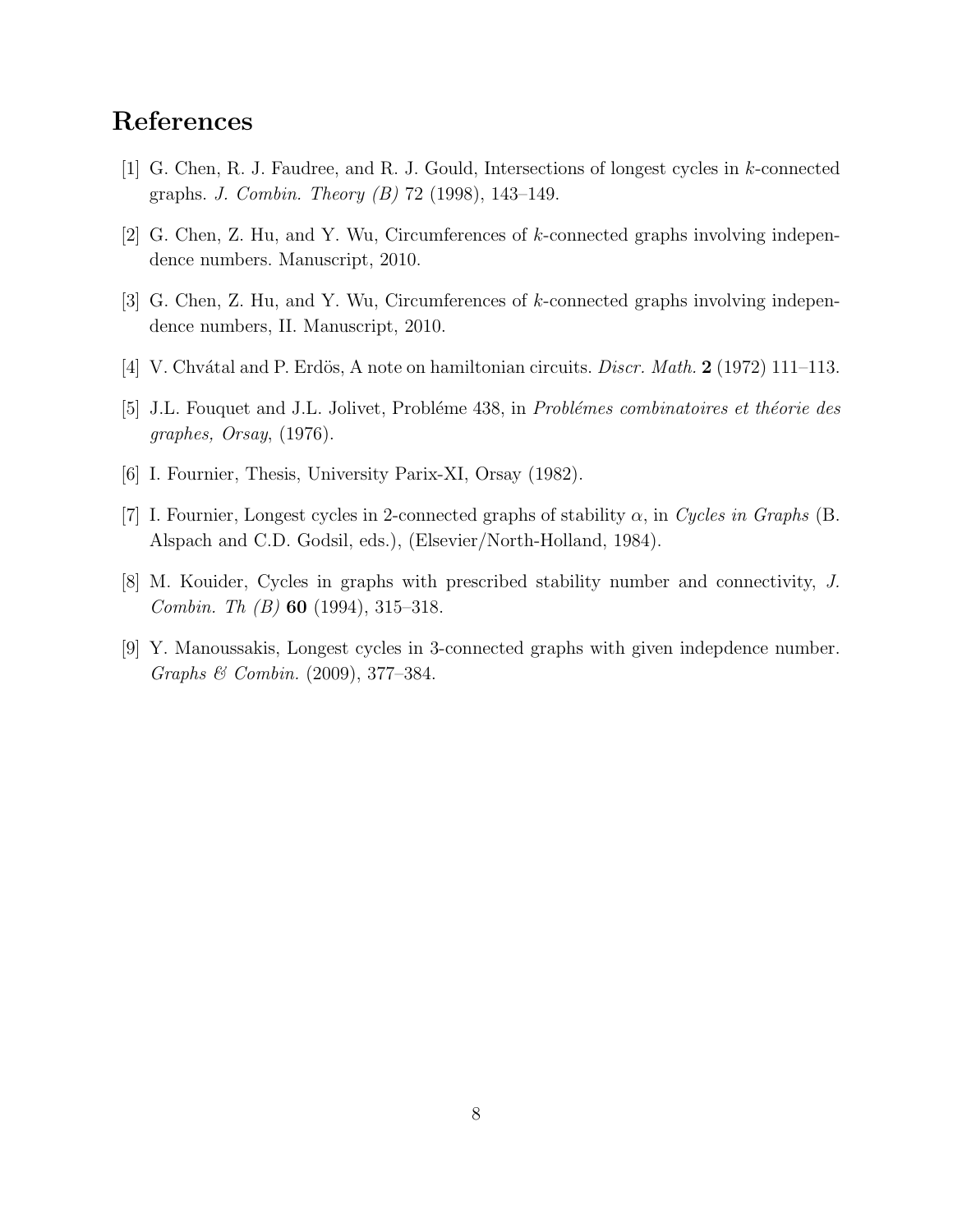## References

[1] G. Chen, R. J. Faudree, and R. J. Gould, Intersections of longest cycles in $k$-connected graphs. *J. Combin. Theory (B)* 72 (1998), 143–149.

[2] G. Chen, Z. Hu, and Y. Wu, Circumferences of $k$-connected graphs involving independence numbers. Manuscript, 2010.

[3] G. Chen, Z. Hu, and Y. Wu, Circumferences of $k$-connected graphs involving independence numbers, II. Manuscript, 2010.

[4] V. Chvátal and P. Erdös, A note on hamiltonian circuits. *Discr. Math.* **2** (1972) 111–113.

[5] J.L. Fouquet and J.L. Jolivet, Probléme 438, in *Problémes combinatoires et théorie des graphes, Orsay*, (1976).

[6] I. Fournier, Thesis, University Parix-XI, Orsay (1982).

[7] I. Fournier, Longest cycles in 2-connected graphs of stability $\alpha$, in *Cycles in Graphs* (B. Alspach and C.D. Godsil, eds.), (Elsevier/North-Holland, 1984).

[8] M. Kouider, Cycles in graphs with prescribed stability number and connectivity, *J. Combin. Th (B)* **60** (1994), 315–318.

[9] Y. Manoussakis, Longest cycles in 3-connected graphs with given indepdence number. *Graphs & Combin.* (2009), 377–384.